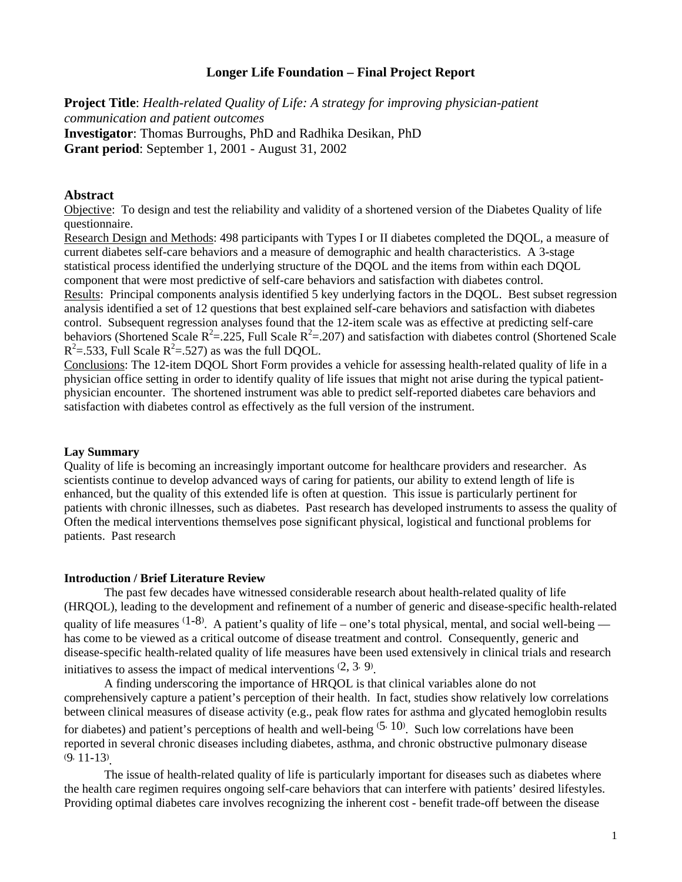# Longer Life Foundation – Final Project Report

**Project Title**: *Health-related Quality of Life: A strategy for improving physician-patient communication and patient outcomes*
**Investigator**: Thomas Burroughs, PhD and Radhika Desikan, PhD
**Grant period**: September 1, 2001 - August 31, 2002

## Abstract

Objective: To design and test the reliability and validity of a shortened version of the Diabetes Quality of life questionnaire.
Research Design and Methods: 498 participants with Types I or II diabetes completed the DQOL, a measure of current diabetes self-care behaviors and a measure of demographic and health characteristics. A 3-stage statistical process identified the underlying structure of the DQOL and the items from within each DQOL component that were most predictive of self-care behaviors and satisfaction with diabetes control.
Results: Principal components analysis identified 5 key underlying factors in the DQOL. Best subset regression analysis identified a set of 12 questions that best explained self-care behaviors and satisfaction with diabetes control. Subsequent regression analyses found that the 12-item scale was as effective at predicting self-care behaviors (Shortened Scale $R^2$=.225, Full Scale $R^2$=.207) and satisfaction with diabetes control (Shortened Scale $R^2$=.533, Full Scale $R^2$=.527) as was the full DQOL.
Conclusions: The 12-item DQOL Short Form provides a vehicle for assessing health-related quality of life in a physician office setting in order to identify quality of life issues that might not arise during the typical patient-physician encounter. The shortened instrument was able to predict self-reported diabetes care behaviors and satisfaction with diabetes control as effectively as the full version of the instrument.

### Lay Summary

Quality of life is becoming an increasingly important outcome for healthcare providers and researcher. As scientists continue to develop advanced ways of caring for patients, our ability to extend length of life is enhanced, but the quality of this extended life is often at question. This issue is particularly pertinent for patients with chronic illnesses, such as diabetes. Past research has developed instruments to assess the quality of Often the medical interventions themselves pose significant physical, logistical and functional problems for patients. Past research

### Introduction / Brief Literature Review

The past few decades have witnessed considerable research about health-related quality of life (HRQOL), leading to the development and refinement of a number of generic and disease-specific health-related quality of life measures [1-8]. A patient's quality of life – one's total physical, mental, and social well-being — has come to be viewed as a critical outcome of disease treatment and control. Consequently, generic and disease-specific health-related quality of life measures have been used extensively in clinical trials and research initiatives to assess the impact of medical interventions [2, 3, 9].

A finding underscoring the importance of HRQOL is that clinical variables alone do not comprehensively capture a patient's perception of their health. In fact, studies show relatively low correlations between clinical measures of disease activity (e.g., peak flow rates for asthma and glycated hemoglobin results for diabetes) and patient's perceptions of health and well-being [5, 10]. Such low correlations have been reported in several chronic diseases including diabetes, asthma, and chronic obstructive pulmonary disease [9, 11-13].

The issue of health-related quality of life is particularly important for diseases such as diabetes where the health care regimen requires ongoing self-care behaviors that can interfere with patients' desired lifestyles. Providing optimal diabetes care involves recognizing the inherent cost - benefit trade-off between the disease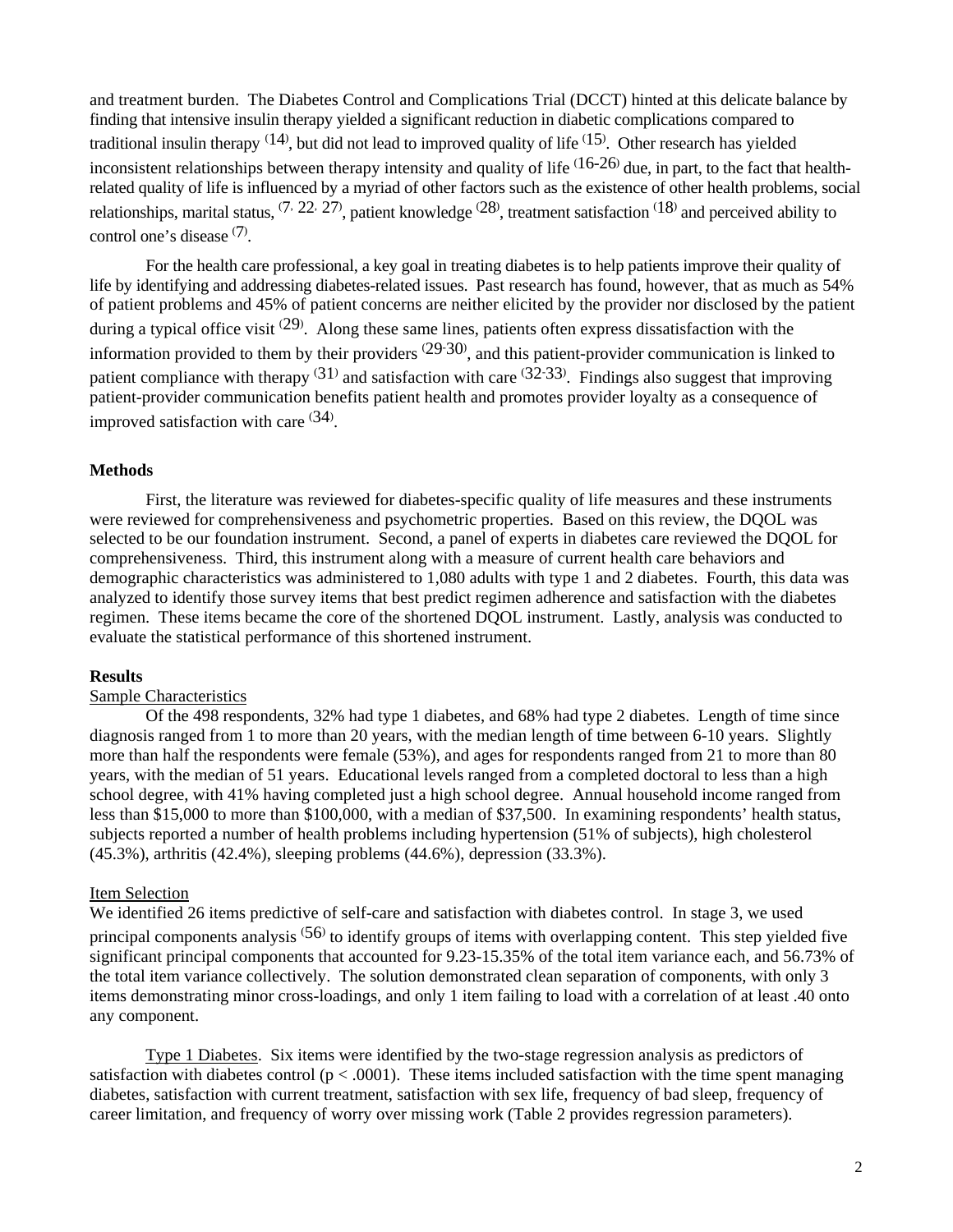and treatment burden. The Diabetes Control and Complications Trial (DCCT) hinted at this delicate balance by finding that intensive insulin therapy yielded a significant reduction in diabetic complications compared to traditional insulin therapy [14], but did not lead to improved quality of life [15]. Other research has yielded inconsistent relationships between therapy intensity and quality of life [16-26] due, in part, to the fact that health-related quality of life is influenced by a myriad of other factors such as the existence of other health problems, social relationships, marital status, [7, 22, 27], patient knowledge [28], treatment satisfaction [18] and perceived ability to control one's disease [7].

For the health care professional, a key goal in treating diabetes is to help patients improve their quality of life by identifying and addressing diabetes-related issues. Past research has found, however, that as much as 54% of patient problems and 45% of patient concerns are neither elicited by the provider nor disclosed by the patient during a typical office visit [29]. Along these same lines, patients often express dissatisfaction with the information provided to them by their providers [29-30], and this patient-provider communication is linked to patient compliance with therapy [31] and satisfaction with care [32-33]. Findings also suggest that improving patient-provider communication benefits patient health and promotes provider loyalty as a consequence of improved satisfaction with care [34].

**Methods**

First, the literature was reviewed for diabetes-specific quality of life measures and these instruments were reviewed for comprehensiveness and psychometric properties. Based on this review, the DQOL was selected to be our foundation instrument. Second, a panel of experts in diabetes care reviewed the DQOL for comprehensiveness. Third, this instrument along with a measure of current health care behaviors and demographic characteristics was administered to 1,080 adults with type 1 and 2 diabetes. Fourth, this data was analyzed to identify those survey items that best predict regimen adherence and satisfaction with the diabetes regimen. These items became the core of the shortened DQOL instrument. Lastly, analysis was conducted to evaluate the statistical performance of this shortened instrument.

**Results**

Sample Characteristics

Of the 498 respondents, 32% had type 1 diabetes, and 68% had type 2 diabetes. Length of time since diagnosis ranged from 1 to more than 20 years, with the median length of time between 6-10 years. Slightly more than half the respondents were female (53%), and ages for respondents ranged from 21 to more than 80 years, with the median of 51 years. Educational levels ranged from a completed doctoral to less than a high school degree, with 41% having completed just a high school degree. Annual household income ranged from less than \$15,000 to more than \$100,000, with a median of \$37,500. In examining respondents' health status, subjects reported a number of health problems including hypertension (51% of subjects), high cholesterol (45.3%), arthritis (42.4%), sleeping problems (44.6%), depression (33.3%).

Item Selection

We identified 26 items predictive of self-care and satisfaction with diabetes control. In stage 3, we used principal components analysis [56] to identify groups of items with overlapping content. This step yielded five significant principal components that accounted for 9.23-15.35% of the total item variance each, and 56.73% of the total item variance collectively. The solution demonstrated clean separation of components, with only 3 items demonstrating minor cross-loadings, and only 1 item failing to load with a correlation of at least .40 onto any component.

Type 1 Diabetes. Six items were identified by the two-stage regression analysis as predictors of satisfaction with diabetes control ($p < .0001$). These items included satisfaction with the time spent managing diabetes, satisfaction with current treatment, satisfaction with sex life, frequency of bad sleep, frequency of career limitation, and frequency of worry over missing work (Table 2 provides regression parameters).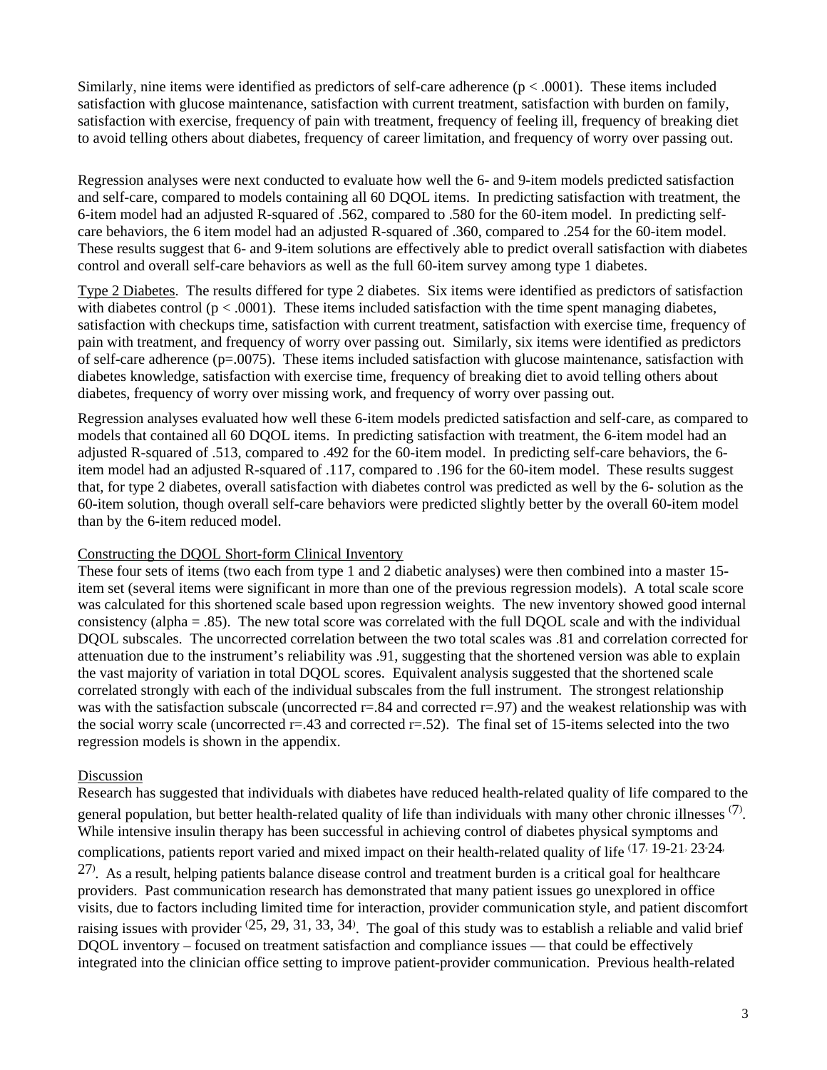Similarly, nine items were identified as predictors of self-care adherence ($p < .0001$). These items included satisfaction with glucose maintenance, satisfaction with current treatment, satisfaction with burden on family, satisfaction with exercise, frequency of pain with treatment, frequency of feeling ill, frequency of breaking diet to avoid telling others about diabetes, frequency of career limitation, and frequency of worry over passing out.

Regression analyses were next conducted to evaluate how well the 6- and 9-item models predicted satisfaction and self-care, compared to models containing all 60 DQOL items. In predicting satisfaction with treatment, the 6-item model had an adjusted R-squared of .562, compared to .580 for the 60-item model. In predicting self-care behaviors, the 6 item model had an adjusted R-squared of .360, compared to .254 for the 60-item model. These results suggest that 6- and 9-item solutions are effectively able to predict overall satisfaction with diabetes control and overall self-care behaviors as well as the full 60-item survey among type 1 diabetes.

Type 2 Diabetes. The results differed for type 2 diabetes. Six items were identified as predictors of satisfaction with diabetes control ($p < .0001$). These items included satisfaction with the time spent managing diabetes, satisfaction with checkups time, satisfaction with current treatment, satisfaction with exercise time, frequency of pain with treatment, and frequency of worry over passing out. Similarly, six items were identified as predictors of self-care adherence ($p=.0075$). These items included satisfaction with glucose maintenance, satisfaction with diabetes knowledge, satisfaction with exercise time, frequency of breaking diet to avoid telling others about diabetes, frequency of worry over missing work, and frequency of worry over passing out.

Regression analyses evaluated how well these 6-item models predicted satisfaction and self-care, as compared to models that contained all 60 DQOL items. In predicting satisfaction with treatment, the 6-item model had an adjusted R-squared of .513, compared to .492 for the 60-item model. In predicting self-care behaviors, the 6-item model had an adjusted R-squared of .117, compared to .196 for the 60-item model. These results suggest that, for type 2 diabetes, overall satisfaction with diabetes control was predicted as well by the 6- solution as the 60-item solution, though overall self-care behaviors were predicted slightly better by the overall 60-item model than by the 6-item reduced model.

## Constructing the DQOL Short-form Clinical Inventory

These four sets of items (two each from type 1 and 2 diabetic analyses) were then combined into a master 15-item set (several items were significant in more than one of the previous regression models). A total scale score was calculated for this shortened scale based upon regression weights. The new inventory showed good internal consistency (alpha = .85). The new total score was correlated with the full DQOL scale and with the individual DQOL subscales. The uncorrected correlation between the two total scales was .81 and correlation corrected for attenuation due to the instrument's reliability was .91, suggesting that the shortened version was able to explain the vast majority of variation in total DQOL scores. Equivalent analysis suggested that the shortened scale correlated strongly with each of the individual subscales from the full instrument. The strongest relationship was with the satisfaction subscale (uncorrected $r=.84$ and corrected $r=.97$) and the weakest relationship was with the social worry scale (uncorrected $r=.43$ and corrected $r=.52$). The final set of 15-items selected into the two regression models is shown in the appendix.

## Discussion

Research has suggested that individuals with diabetes have reduced health-related quality of life compared to the general population, but better health-related quality of life than individuals with many other chronic illnesses [7]. While intensive insulin therapy has been successful in achieving control of diabetes physical symptoms and complications, patients report varied and mixed impact on their health-related quality of life [17, 19-21, 23-24, 27]. As a result, helping patients balance disease control and treatment burden is a critical goal for healthcare providers. Past communication research has demonstrated that many patient issues go unexplored in office visits, due to factors including limited time for interaction, provider communication style, and patient discomfort raising issues with provider [25, 29, 31, 33, 34]. The goal of this study was to establish a reliable and valid brief DQOL inventory – focused on treatment satisfaction and compliance issues — that could be effectively integrated into the clinician office setting to improve patient-provider communication. Previous health-related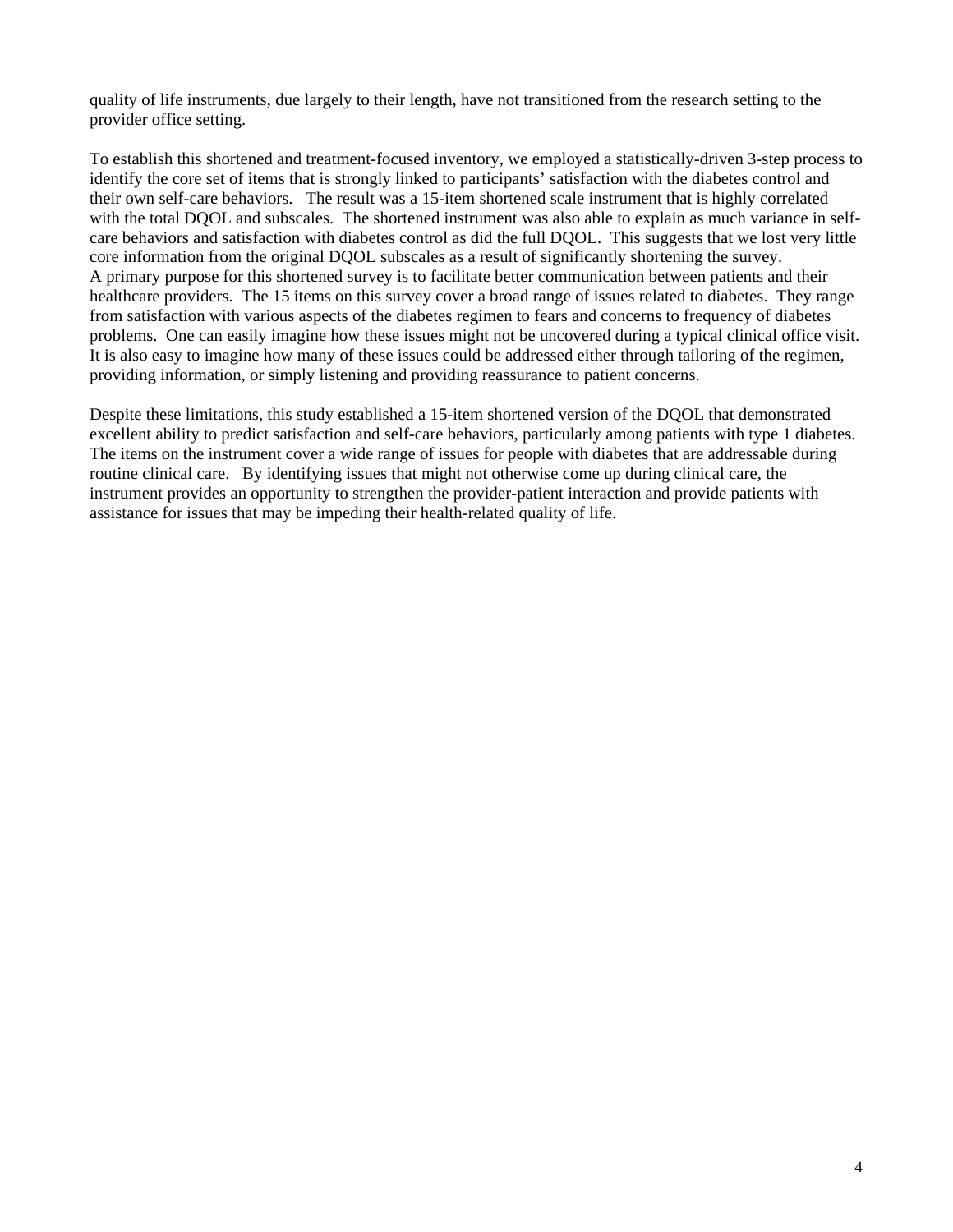quality of life instruments, due largely to their length, have not transitioned from the research setting to the provider office setting.

To establish this shortened and treatment-focused inventory, we employed a statistically-driven 3-step process to identify the core set of items that is strongly linked to participants' satisfaction with the diabetes control and their own self-care behaviors. The result was a 15-item shortened scale instrument that is highly correlated with the total DQOL and subscales. The shortened instrument was also able to explain as much variance in self-care behaviors and satisfaction with diabetes control as did the full DQOL. This suggests that we lost very little core information from the original DQOL subscales as a result of significantly shortening the survey.
A primary purpose for this shortened survey is to facilitate better communication between patients and their healthcare providers. The 15 items on this survey cover a broad range of issues related to diabetes. They range from satisfaction with various aspects of the diabetes regimen to fears and concerns to frequency of diabetes problems. One can easily imagine how these issues might not be uncovered during a typical clinical office visit. It is also easy to imagine how many of these issues could be addressed either through tailoring of the regimen, providing information, or simply listening and providing reassurance to patient concerns.

Despite these limitations, this study established a 15-item shortened version of the DQOL that demonstrated excellent ability to predict satisfaction and self-care behaviors, particularly among patients with type 1 diabetes. The items on the instrument cover a wide range of issues for people with diabetes that are addressable during routine clinical care. By identifying issues that might not otherwise come up during clinical care, the instrument provides an opportunity to strengthen the provider-patient interaction and provide patients with assistance for issues that may be impeding their health-related quality of life.